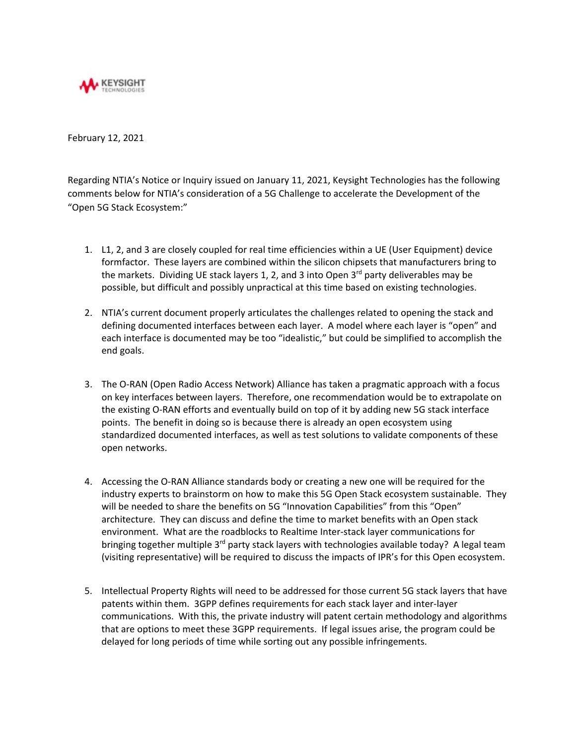KEYSIGHT TECHNOLOGIES

February 12, 2021

Regarding NTIA's Notice or Inquiry issued on January 11, 2021, Keysight Technologies has the following comments below for NTIA's consideration of a 5G Challenge to accelerate the Development of the "Open 5G Stack Ecosystem:"

1. L1, 2, and 3 are closely coupled for real time efficiencies within a UE (User Equipment) device formfactor. These layers are combined within the silicon chipsets that manufacturers bring to the markets. Dividing UE stack layers 1, 2, and 3 into Open 3rd party deliverables may be possible, but difficult and possibly unpractical at this time based on existing technologies.

2. NTIA's current document properly articulates the challenges related to opening the stack and defining documented interfaces between each layer. A model where each layer is "open" and each interface is documented may be too "idealistic," but could be simplified to accomplish the end goals.

3. The O-RAN (Open Radio Access Network) Alliance has taken a pragmatic approach with a focus on key interfaces between layers. Therefore, one recommendation would be to extrapolate on the existing O-RAN efforts and eventually build on top of it by adding new 5G stack interface points. The benefit in doing so is because there is already an open ecosystem using standardized documented interfaces, as well as test solutions to validate components of these open networks.

4. Accessing the O-RAN Alliance standards body or creating a new one will be required for the industry experts to brainstorm on how to make this 5G Open Stack ecosystem sustainable. They will be needed to share the benefits on 5G "Innovation Capabilities" from this "Open" architecture. They can discuss and define the time to market benefits with an Open stack environment. What are the roadblocks to Realtime Inter-stack layer communications for bringing together multiple 3rd party stack layers with technologies available today? A legal team (visiting representative) will be required to discuss the impacts of IPR's for this Open ecosystem.

5. Intellectual Property Rights will need to be addressed for those current 5G stack layers that have patents within them. 3GPP defines requirements for each stack layer and inter-layer communications. With this, the private industry will patent certain methodology and algorithms that are options to meet these 3GPP requirements. If legal issues arise, the program could be delayed for long periods of time while sorting out any possible infringements.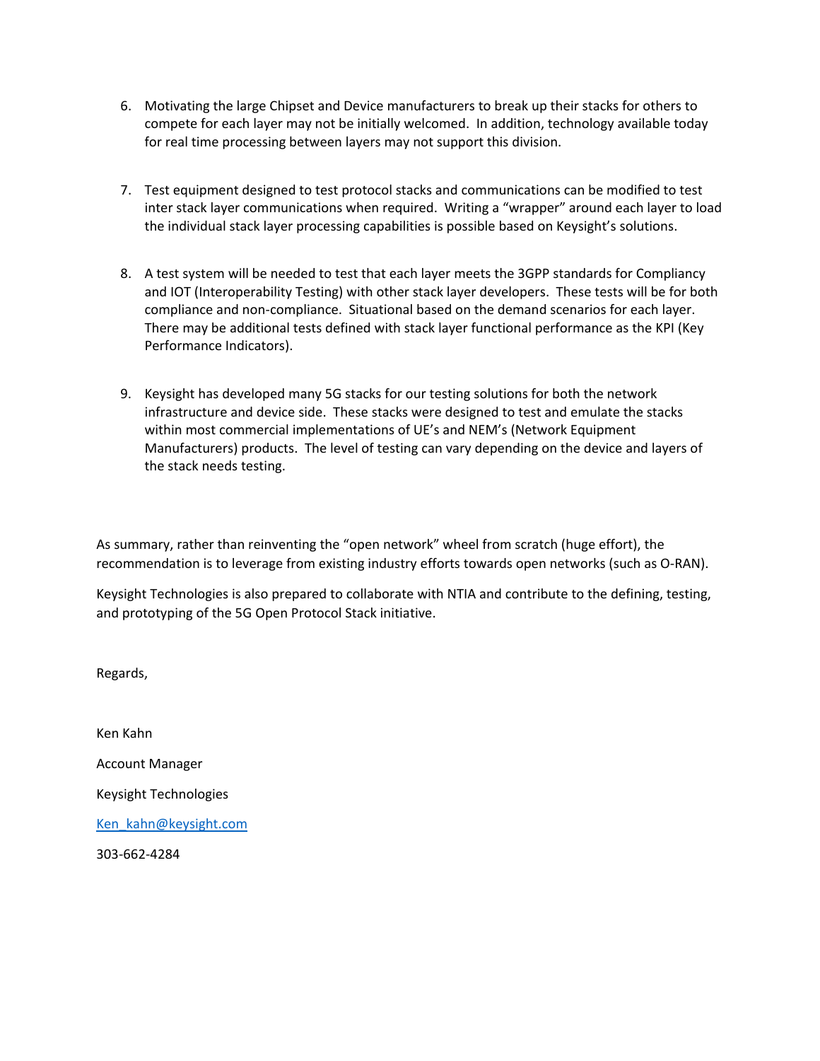6. Motivating the large Chipset and Device manufacturers to break up their stacks for others to compete for each layer may not be initially welcomed. In addition, technology available today for real time processing between layers may not support this division.

7. Test equipment designed to test protocol stacks and communications can be modified to test inter stack layer communications when required. Writing a "wrapper" around each layer to load the individual stack layer processing capabilities is possible based on Keysight's solutions.

8. A test system will be needed to test that each layer meets the 3GPP standards for Compliancy and IOT (Interoperability Testing) with other stack layer developers. These tests will be for both compliance and non-compliance. Situational based on the demand scenarios for each layer. There may be additional tests defined with stack layer functional performance as the KPI (Key Performance Indicators).

9. Keysight has developed many 5G stacks for our testing solutions for both the network infrastructure and device side. These stacks were designed to test and emulate the stacks within most commercial implementations of UE's and NEM's (Network Equipment Manufacturers) products. The level of testing can vary depending on the device and layers of the stack needs testing.

As summary, rather than reinventing the "open network" wheel from scratch (huge effort), the recommendation is to leverage from existing industry efforts towards open networks (such as O-RAN).

Keysight Technologies is also prepared to collaborate with NTIA and contribute to the defining, testing, and prototyping of the 5G Open Protocol Stack initiative.

Regards,

Ken Kahn

Account Manager

Keysight Technologies

Ken_kahn@keysight.com

303-662-4284